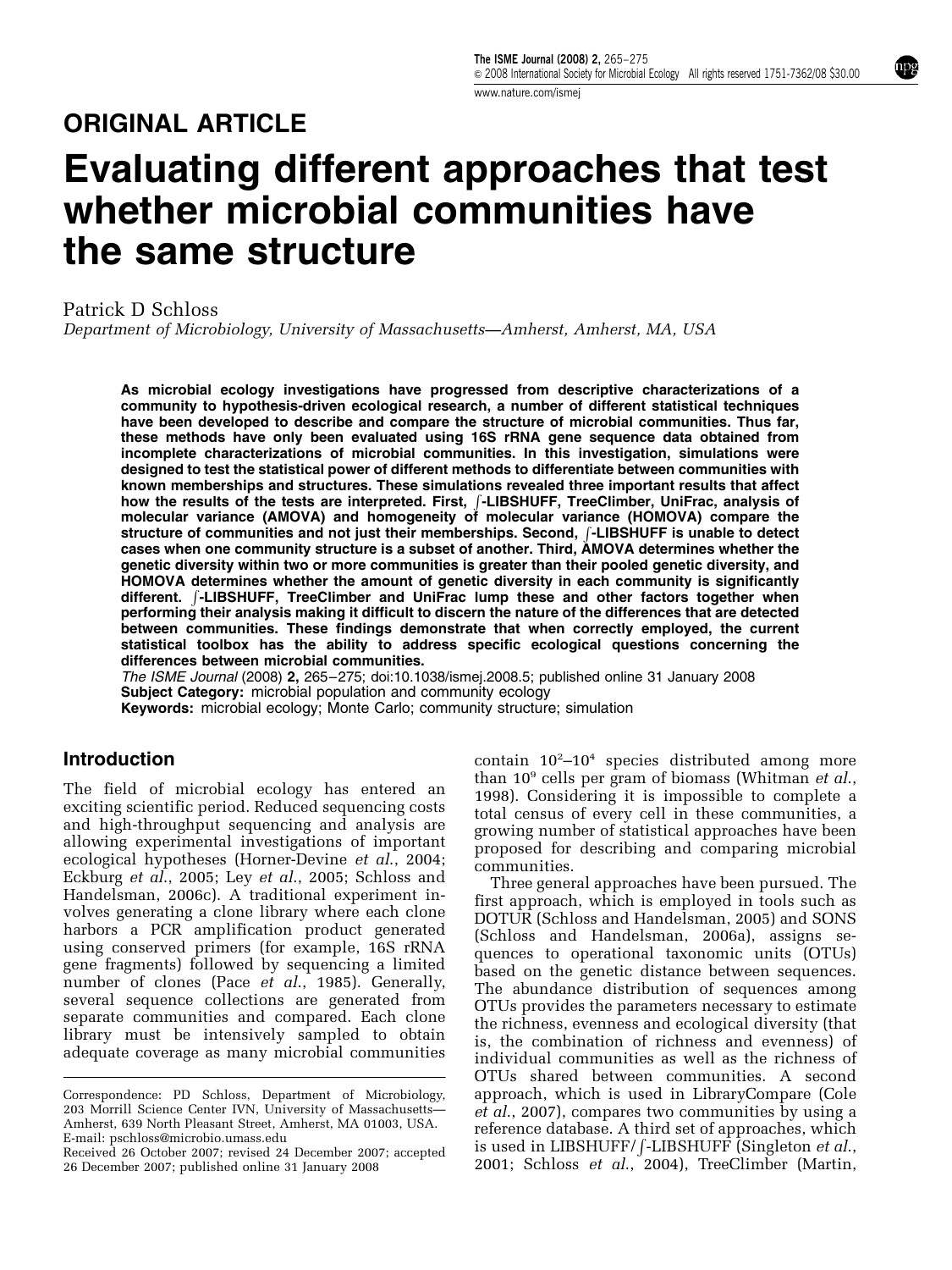## ORIGINAL ARTICLE

# Evaluating different approaches that test whether microbial communities have the same structure

Patrick D Schloss

*Department of Microbiology, University of Massachusetts—Amherst, Amherst, MA, USA*

**As microbial ecology investigations have progressed from descriptive characterizations of a community to hypothesis-driven ecological research, a number of different statistical techniques have been developed to describe and compare the structure of microbial communities. Thus far, these methods have only been evaluated using 16S rRNA gene sequence data obtained from incomplete characterizations of microbial communities. In this investigation, simulations were designed to test the statistical power of different methods to differentiate between communities with known memberships and structures. These simulations revealed three important results that affect how the results of the tests are interpreted. First, ∫-LIBSHUFF, TreeClimber, UniFrac, analysis of molecular variance (AMOVA) and homogeneity of molecular variance (HOMOVA) compare the structure of communities and not just their memberships. Second, ∫-LIBSHUFF is unable to detect cases when one community structure is a subset of another. Third, AMOVA determines whether the genetic diversity within two or more communities is greater than their pooled genetic diversity, and HOMOVA determines whether the amount of genetic diversity in each community is significantly different. ∫-LIBSHUFF, TreeClimber and UniFrac lump these and other factors together when performing their analysis making it difficult to discern the nature of the differences that are detected between communities. These findings demonstrate that when correctly employed, the current statistical toolbox has the ability to address specific ecological questions concerning the differences between microbial communities.**

*The ISME Journal* (2008) **2,** 265–275; doi:10.1038/ismej.2008.5; published online 31 January 2008

**Subject Category:** microbial population and community ecology

**Keywords:** microbial ecology; Monte Carlo; community structure; simulation

## Introduction

The field of microbial ecology has entered an exciting scientific period. Reduced sequencing costs and high-throughput sequencing and analysis are allowing experimental investigations of important ecological hypotheses (Horner-Devine *et al.*, 2004; Eckburg *et al.*, 2005; Ley *et al.*, 2005; Schloss and Handelsman, 2006c). A traditional experiment involves generating a clone library where each clone harbors a PCR amplification product generated using conserved primers (for example, 16S rRNA gene fragments) followed by sequencing a limited number of clones (Pace *et al.*, 1985). Generally, several sequence collections are generated from separate communities and compared. Each clone library must be intensively sampled to obtain adequate coverage as many microbial communities contain $10^2$–$10^4$ species distributed among more than $10^9$ cells per gram of biomass (Whitman *et al.*, 1998). Considering it is impossible to complete a total census of every cell in these communities, a growing number of statistical approaches have been proposed for describing and comparing microbial communities.

Three general approaches have been pursued. The first approach, which is employed in tools such as DOTUR (Schloss and Handelsman, 2005) and SONS (Schloss and Handelsman, 2006a), assigns sequences to operational taxonomic units (OTUs) based on the genetic distance between sequences. The abundance distribution of sequences among OTUs provides the parameters necessary to estimate the richness, evenness and ecological diversity (that is, the combination of richness and evenness) of individual communities as well as the richness of OTUs shared between communities. A second approach, which is used in LibraryCompare (Cole *et al.*, 2007), compares two communities by using a reference database. A third set of approaches, which is used in LIBSHUFF/∫-LIBSHUFF (Singleton *et al.*, 2001; Schloss *et al.*, 2004), TreeClimber (Martin,

Correspondence: PD Schloss, Department of Microbiology, 203 Morrill Science Center IVN, University of Massachusetts—Amherst, 639 North Pleasant Street, Amherst, MA 01003, USA.
E-mail: pschloss@microbio.umass.edu

Received 26 October 2007; revised 24 December 2007; accepted 26 December 2007; published online 31 January 2008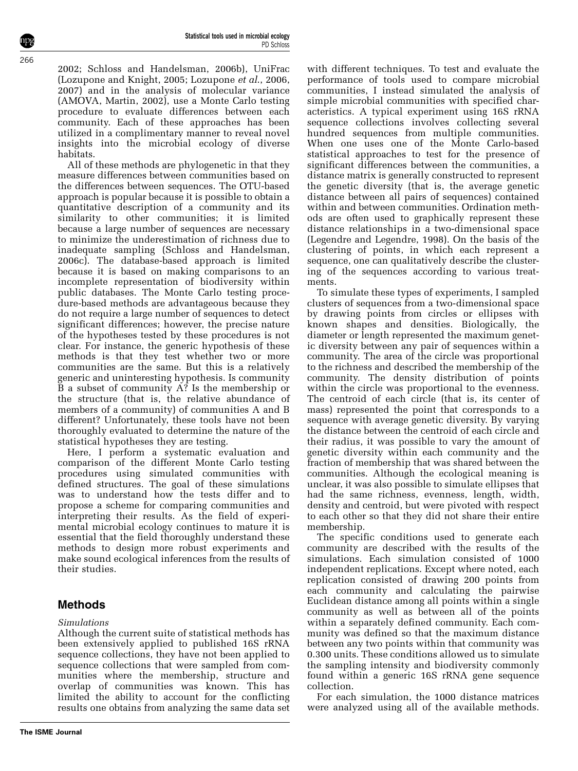2002; Schloss and Handelsman, 2006b), UniFrac (Lozupone and Knight, 2005; Lozupone *et al.*, 2006, 2007) and in the analysis of molecular variance (AMOVA, Martin, 2002), use a Monte Carlo testing procedure to evaluate differences between each community. Each of these approaches has been utilized in a complimentary manner to reveal novel insights into the microbial ecology of diverse habitats.

All of these methods are phylogenetic in that they measure differences between communities based on the differences between sequences. The OTU-based approach is popular because it is possible to obtain a quantitative description of a community and its similarity to other communities; it is limited because a large number of sequences are necessary to minimize the underestimation of richness due to inadequate sampling (Schloss and Handelsman, 2006c). The database-based approach is limited because it is based on making comparisons to an incomplete representation of biodiversity within public databases. The Monte Carlo testing procedure-based methods are advantageous because they do not require a large number of sequences to detect significant differences; however, the precise nature of the hypotheses tested by these procedures is not clear. For instance, the generic hypothesis of these methods is that they test whether two or more communities are the same. But this is a relatively generic and uninteresting hypothesis. Is community B a subset of community A? Is the membership or the structure (that is, the relative abundance of members of a community) of communities A and B different? Unfortunately, these tools have not been thoroughly evaluated to determine the nature of the statistical hypotheses they are testing.

Here, I perform a systematic evaluation and comparison of the different Monte Carlo testing procedures using simulated communities with defined structures. The goal of these simulations was to understand how the tests differ and to propose a scheme for comparing communities and interpreting their results. As the field of experimental microbial ecology continues to mature it is essential that the field thoroughly understand these methods to design more robust experiments and make sound ecological inferences from the results of their studies.

## Methods

### *Simulations*

Although the current suite of statistical methods has been extensively applied to published 16S rRNA sequence collections, they have not been applied to sequence collections that were sampled from communities where the membership, structure and overlap of communities was known. This has limited the ability to account for the conflicting results one obtains from analyzing the same data set with different techniques. To test and evaluate the performance of tools used to compare microbial communities, I instead simulated the analysis of simple microbial communities with specified characteristics. A typical experiment using 16S rRNA sequence collections involves collecting several hundred sequences from multiple communities. When one uses one of the Monte Carlo-based statistical approaches to test for the presence of significant differences between the communities, a distance matrix is generally constructed to represent the genetic diversity (that is, the average genetic distance between all pairs of sequences) contained within and between communities. Ordination methods are often used to graphically represent these distance relationships in a two-dimensional space (Legendre and Legendre, 1998). On the basis of the clustering of points, in which each represent a sequence, one can qualitatively describe the clustering of the sequences according to various treatments.

To simulate these types of experiments, I sampled clusters of sequences from a two-dimensional space by drawing points from circles or ellipses with known shapes and densities. Biologically, the diameter or length represented the maximum genetic diversity between any pair of sequences within a community. The area of the circle was proportional to the richness and described the membership of the community. The density distribution of points within the circle was proportional to the evenness. The centroid of each circle (that is, its center of mass) represented the point that corresponds to a sequence with average genetic diversity. By varying the distance between the centroid of each circle and their radius, it was possible to vary the amount of genetic diversity within each community and the fraction of membership that was shared between the communities. Although the ecological meaning is unclear, it was also possible to simulate ellipses that had the same richness, evenness, length, width, density and centroid, but were pivoted with respect to each other so that they did not share their entire membership.

The specific conditions used to generate each community are described with the results of the simulations. Each simulation consisted of 1000 independent replications. Except where noted, each replication consisted of drawing 200 points from each community and calculating the pairwise Euclidean distance among all points within a single community as well as between all of the points within a separately defined community. Each community was defined so that the maximum distance between any two points within that community was 0.300 units. These conditions allowed us to simulate the sampling intensity and biodiversity commonly found within a generic 16S rRNA gene sequence collection.

For each simulation, the 1000 distance matrices were analyzed using all of the available methods.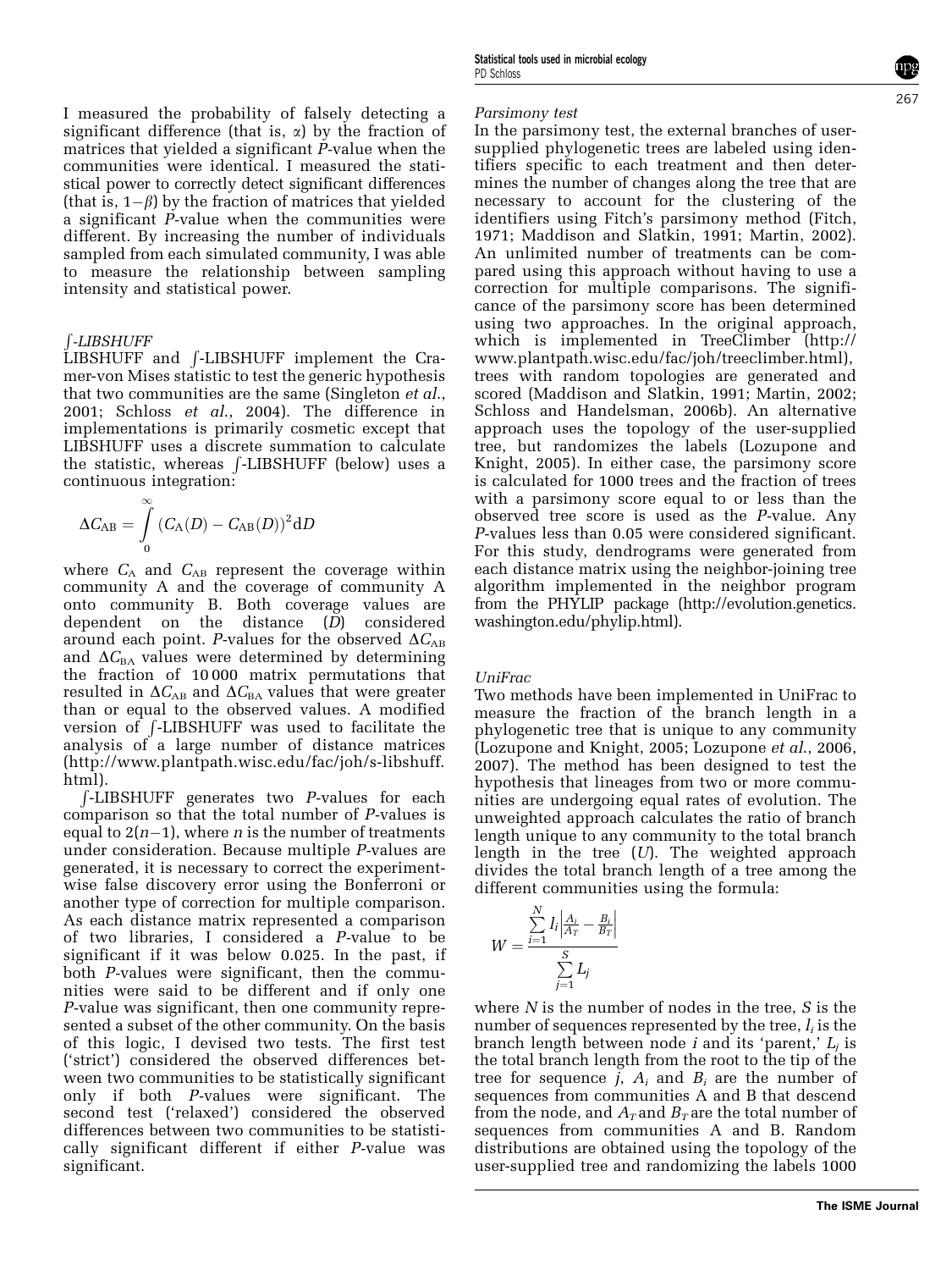I measured the probability of falsely detecting a significant difference (that is, $\alpha$) by the fraction of matrices that yielded a significant *P*-value when the communities were identical. I measured the statistical power to correctly detect significant differences (that is, $1-\beta$) by the fraction of matrices that yielded a significant *P*-value when the communities were different. By increasing the number of individuals sampled from each simulated community, I was able to measure the relationship between sampling intensity and statistical power.

### *∫-LIBSHUFF*

LIBSHUFF and ∫-LIBSHUFF implement the Cramer-von Mises statistic to test the generic hypothesis that two communities are the same (Singleton *et al.*, 2001; Schloss *et al.*, 2004). The difference in implementations is primarily cosmetic except that LIBSHUFF uses a discrete summation to calculate the statistic, whereas ∫-LIBSHUFF (below) uses a continuous integration:

$$\Delta C_{AB} = \int_{0}^{\infty} (C_A(D) - C_{AB}(D))^2 \mathrm{d}D$$

where $C_A$ and $C_{AB}$ represent the coverage within community A and the coverage of community A onto community B. Both coverage values are dependent on the distance ($D$) considered around each point. *P*-values for the observed $\Delta C_{AB}$ and $\Delta C_{BA}$ values were determined by determining the fraction of 10 000 matrix permutations that resulted in $\Delta C_{AB}$ and $\Delta C_{BA}$ values that were greater than or equal to the observed values. A modified version of ∫-LIBSHUFF was used to facilitate the analysis of a large number of distance matrices (http://www.plantpath.wisc.edu/fac/joh/s-libshuff.html).

∫-LIBSHUFF generates two *P*-values for each comparison so that the total number of *P*-values is equal to $2(n-1)$, where $n$ is the number of treatments under consideration. Because multiple *P*-values are generated, it is necessary to correct the experiment-wise false discovery error using the Bonferroni or another type of correction for multiple comparison. As each distance matrix represented a comparison of two libraries, I considered a *P*-value to be significant if it was below 0.025. In the past, if both *P*-values were significant, then the communities were said to be different and if only one *P*-value was significant, then one community represented a subset of the other community. On the basis of this logic, I devised two tests. The first test ('strict') considered the observed differences between two communities to be statistically significant only if both *P*-values were significant. The second test ('relaxed') considered the observed differences between two communities to be statistically significant different if either *P*-value was significant.

### *Parsimony test*

In the parsimony test, the external branches of user-supplied phylogenetic trees are labeled using identifiers specific to each treatment and then determines the number of changes along the tree that are necessary to account for the clustering of the identifiers using Fitch's parsimony method (Fitch, 1971; Maddison and Slatkin, 1991; Martin, 2002). An unlimited number of treatments can be compared using this approach without having to use a correction for multiple comparisons. The significance of the parsimony score has been determined using two approaches. In the original approach, which is implemented in TreeClimber (http://www.plantpath.wisc.edu/fac/joh/treeclimber.html), trees with random topologies are generated and scored (Maddison and Slatkin, 1991; Martin, 2002; Schloss and Handelsman, 2006b). An alternative approach uses the topology of the user-supplied tree, but randomizes the labels (Lozupone and Knight, 2005). In either case, the parsimony score is calculated for 1000 trees and the fraction of trees with a parsimony score equal to or less than the observed tree score is used as the *P*-value. Any *P*-values less than 0.05 were considered significant. For this study, dendrograms were generated from each distance matrix using the neighbor-joining tree algorithm implemented in the neighbor program from the PHYLIP package (http://evolution.genetics.washington.edu/phylip.html).

### *UniFrac*

Two methods have been implemented in UniFrac to measure the fraction of the branch length in a phylogenetic tree that is unique to any community (Lozupone and Knight, 2005; Lozupone *et al.*, 2006, 2007). The method has been designed to test the hypothesis that lineages from two or more communities are undergoing equal rates of evolution. The unweighted approach calculates the ratio of branch length unique to any community to the total branch length in the tree ($U$). The weighted approach divides the total branch length of a tree among the different communities using the formula:

$$W = \frac{\sum_{i=1}^{N} l_i \left| \frac{A_i}{A_T} - \frac{B_i}{B_T} \right|}{\sum_{j=1}^{S} L_j}$$

where $N$ is the number of nodes in the tree, $S$ is the number of sequences represented by the tree, $l_i$ is the branch length between node $i$ and its 'parent,' $L_j$ is the total branch length from the root to the tip of the tree for sequence $j$, $A_i$ and $B_i$ are the number of sequences from communities A and B that descend from the node, and $A_T$ and $B_T$ are the total number of sequences from communities A and B. Random distributions are obtained using the topology of the user-supplied tree and randomizing the labels 1000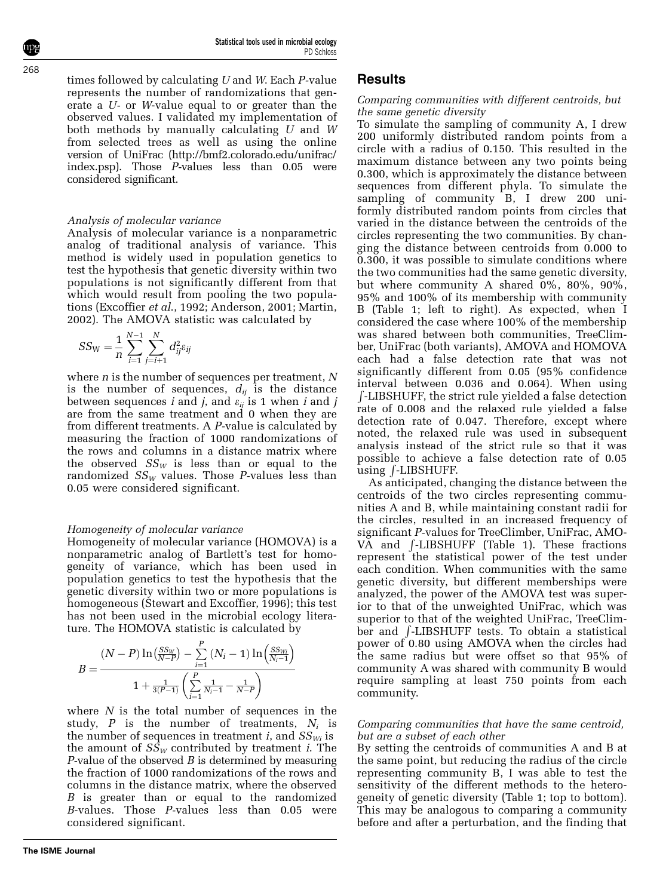times followed by calculating $U$ and $W$. Each $P$-value represents the number of randomizations that generate a $U$- or $W$-value equal to or greater than the observed values. I validated my implementation of both methods by manually calculating $U$ and $W$ from selected trees as well as using the online version of UniFrac (http://bmf2.colorado.edu/unifrac/index.psp). Those $P$-values less than 0.05 were considered significant.

*Analysis of molecular variance*

Analysis of molecular variance is a nonparametric analog of traditional analysis of variance. This method is widely used in population genetics to test the hypothesis that genetic diversity within two populations is not significantly different from that which would result from pooling the two populations (Excoffier *et al.*, 1992; Anderson, 2001; Martin, 2002). The AMOVA statistic was calculated by

$$SS_W = \frac{1}{n} \sum_{i=1}^{N-1} \sum_{j=i+1}^{N} d_{ij}^2 \varepsilon_{ij}$$

where $n$ is the number of sequences per treatment, $N$ is the number of sequences, $d_{ij}$ is the distance between sequences $i$ and $j$, and $\varepsilon_{ij}$ is 1 when $i$ and $j$ are from the same treatment and 0 when they are from different treatments. A $P$-value is calculated by measuring the fraction of 1000 randomizations of the rows and columns in a distance matrix where the observed $SS_W$ is less than or equal to the randomized $SS_W$ values. Those $P$-values less than 0.05 were considered significant.

*Homogeneity of molecular variance*

Homogeneity of molecular variance (HOMOVA) is a nonparametric analog of Bartlett's test for homogeneity of variance, which has been used in population genetics to test the hypothesis that the genetic diversity within two or more populations is homogeneous (Stewart and Excoffier, 1996); this test has not been used in the microbial ecology literature. The HOMOVA statistic is calculated by

$$B = \frac{(N-P)\ln\left(\frac{SS_W}{N-P}\right) - \sum_{i=1}^{P} (N_i - 1)\ln\left(\frac{SS_{Wi}}{N_i - 1}\right)}{1 + \frac{1}{3(P-1)}\left(\sum_{i=1}^{P} \frac{1}{N_i - 1} - \frac{1}{N-P}\right)}$$

where $N$ is the total number of sequences in the study, $P$ is the number of treatments, $N_i$ is the number of sequences in treatment $i$, and $SS_{Wi}$ is the amount of $SS_W$ contributed by treatment $i$. The $P$-value of the observed $B$ is determined by measuring the fraction of 1000 randomizations of the rows and columns in the distance matrix, where the observed $B$ is greater than or equal to the randomized $B$-values. Those $P$-values less than 0.05 were considered significant.

## Results

*Comparing communities with different centroids, but the same genetic diversity*

To simulate the sampling of community A, I drew 200 uniformly distributed random points from a circle with a radius of 0.150. This resulted in the maximum distance between any two points being 0.300, which is approximately the distance between sequences from different phyla. To simulate the sampling of community B, I drew 200 uniformly distributed random points from circles that varied in the distance between the centroids of the circles representing the two communities. By changing the distance between centroids from 0.000 to 0.300, it was possible to simulate conditions where the two communities had the same genetic diversity, but where community A shared 0%, 80%, 90%, 95% and 100% of its membership with community B (Table 1; left to right). As expected, when I considered the case where 100% of the membership was shared between both communities, TreeClimber, UniFrac (both variants), AMOVA and HOMOVA each had a false detection rate that was not significantly different from 0.05 (95% confidence interval between 0.036 and 0.064). When using ∫-LIBSHUFF, the strict rule yielded a false detection rate of 0.008 and the relaxed rule yielded a false detection rate of 0.047. Therefore, except where noted, the relaxed rule was used in subsequent analysis instead of the strict rule so that it was possible to achieve a false detection rate of 0.05 using ∫-LIBSHUFF.

As anticipated, changing the distance between the centroids of the two circles representing communities A and B, while maintaining constant radii for the circles, resulted in an increased frequency of significant $P$-values for TreeClimber, UniFrac, AMOVA and ∫-LIBSHUFF (Table 1). These fractions represent the statistical power of the test under each condition. When communities with the same genetic diversity, but different memberships were analyzed, the power of the AMOVA test was superior to that of the unweighted UniFrac, which was superior to that of the weighted UniFrac, TreeClimber and ∫-LIBSHUFF tests. To obtain a statistical power of 0.80 using AMOVA when the circles had the same radius but were offset so that 95% of community A was shared with community B would require sampling at least 750 points from each community.

*Comparing communities that have the same centroid, but are a subset of each other*

By setting the centroids of communities A and B at the same point, but reducing the radius of the circle representing community B, I was able to test the sensitivity of the different methods to the heterogeneity of genetic diversity (Table 1; top to bottom). This may be analogous to comparing a community before and after a perturbation, and the finding that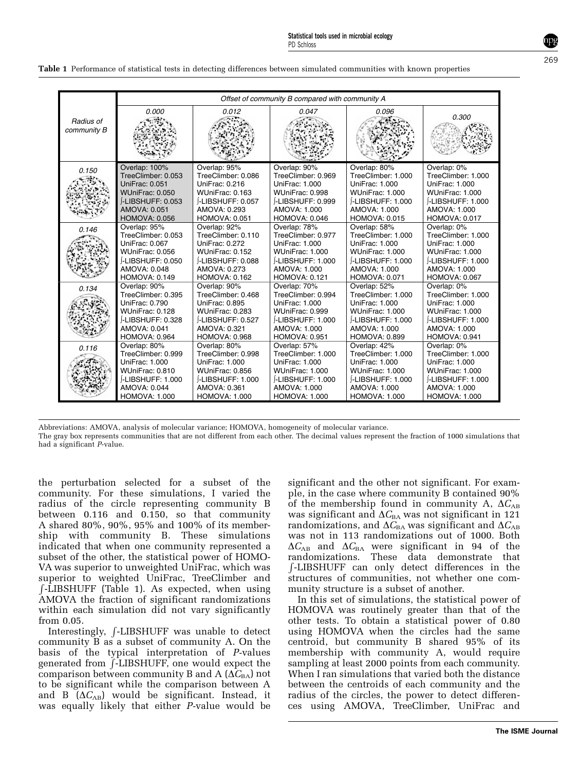**Table 1** Performance of statistical tests in detecting differences between simulated communities with known properties

| Radius of community B | Offset of community B compared with community A: 0.000 | 0.012 | 0.047 | 0.096 | 0.300 |
|---|---|---|---|---|---|
| 0.150 | Overlap: 100%<br>TreeClimber: 0.053<br>UniFrac: 0.051<br>WUniFrac: 0.050<br>∫-LIBSHUFF: 0.053<br>AMOVA: 0.051<br>HOMOVA: 0.056 | Overlap: 95%<br>TreeClimber: 0.086<br>UniFrac: 0.216<br>WUniFrac: 0.163<br>∫-LIBSHUFF: 0.057<br>AMOVA: 0.293<br>HOMOVA: 0.051 | Overlap: 90%<br>TreeClimber: 0.969<br>UniFrac: 1.000<br>WUniFrac: 0.998<br>∫-LIBSHUFF: 0.999<br>AMOVA: 1.000<br>HOMOVA: 0.046 | Overlap: 80%<br>TreeClimber: 1.000<br>UniFrac: 1.000<br>WUniFrac: 1.000<br>∫-LIBSHUFF: 1.000<br>AMOVA: 1.000<br>HOMOVA: 0.015 | Overlap: 0%<br>TreeClimber: 1.000<br>UniFrac: 1.000<br>WUniFrac: 1.000<br>∫-LIBSHUFF: 1.000<br>AMOVA: 1.000<br>HOMOVA: 0.017 |
| 0.146 | Overlap: 95%<br>TreeClimber: 0.053<br>UniFrac: 0.067<br>WUniFrac: 0.056<br>∫-LIBSHUFF: 0.050<br>AMOVA: 0.048<br>HOMOVA: 0.149 | Overlap: 92%<br>TreeClimber: 0.110<br>UniFrac: 0.272<br>WUniFrac: 0.152<br>∫-LIBSHUFF: 0.088<br>AMOVA: 0.273<br>HOMOVA: 0.162 | Overlap: 78%<br>TreeClimber: 0.977<br>UniFrac: 1.000<br>WUniFrac: 1.000<br>∫-LIBSHUFF: 1.000<br>AMOVA: 1.000<br>HOMOVA: 0.121 | Overlap: 58%<br>TreeClimber: 1.000<br>UniFrac: 1.000<br>WUniFrac: 1.000<br>∫-LIBSHUFF: 1.000<br>AMOVA: 1.000<br>HOMOVA: 0.071 | Overlap: 0%<br>TreeClimber: 1.000<br>UniFrac: 1.000<br>WUniFrac: 1.000<br>∫-LIBSHUFF: 1.000<br>AMOVA: 1.000<br>HOMOVA: 0.067 |
| 0.134 | Overlap: 90%<br>TreeClimber: 0.395<br>UniFrac: 0.790<br>WUniFrac: 0.128<br>∫-LIBSHUFF: 0.328<br>AMOVA: 0.041<br>HOMOVA: 0.964 | Overlap: 90%<br>TreeClimber: 0.468<br>UniFrac: 0.895<br>WUniFrac: 0.283<br>∫-LIBSHUFF: 0.527<br>AMOVA: 0.321<br>HOMOVA: 0.968 | Overlap: 70%<br>TreeClimber: 0.994<br>UniFrac: 1.000<br>WUniFrac: 0.999<br>∫-LIBSHUFF: 1.000<br>AMOVA: 1.000<br>HOMOVA: 0.951 | Overlap: 52%<br>TreeClimber: 1.000<br>UniFrac: 1.000<br>WUniFrac: 1.000<br>∫-LIBSHUFF: 1.000<br>AMOVA: 1.000<br>HOMOVA: 0.899 | Overlap: 0%<br>TreeClimber: 1.000<br>UniFrac: 1.000<br>WUniFrac: 1.000<br>∫-LIBSHUFF: 1.000<br>AMOVA: 1.000<br>HOMOVA: 0.941 |
| 0.116 | Overlap: 80%<br>TreeClimber: 0.999<br>UniFrac: 1.000<br>WUniFrac: 0.810<br>∫-LIBSHUFF: 1.000<br>AMOVA: 0.044<br>HOMOVA: 1.000 | Overlap: 80%<br>TreeClimber: 0.998<br>UniFrac: 1.000<br>WUniFrac: 0.856<br>∫-LIBSHUFF: 1.000<br>AMOVA: 0.361<br>HOMOVA: 1.000 | Overlap: 57%<br>TreeClimber: 1.000<br>UniFrac: 1.000<br>WUniFrac: 1.000<br>∫-LIBSHUFF: 1.000<br>AMOVA: 1.000<br>HOMOVA: 1.000 | Overlap: 42%<br>TreeClimber: 1.000<br>UniFrac: 1.000<br>WUniFrac: 1.000<br>∫-LIBSHUFF: 1.000<br>AMOVA: 1.000<br>HOMOVA: 1.000 | Overlap: 0%<br>TreeClimber: 1.000<br>UniFrac: 1.000<br>WUniFrac: 1.000<br>∫-LIBSHUFF: 1.000<br>AMOVA: 1.000<br>HOMOVA: 1.000 |

Abbreviations: AMOVA, analysis of molecular variance; HOMOVA, homogeneity of molecular variance.
The gray box represents communities that are not different from each other. The decimal values represent the fraction of 1000 simulations that had a significant *P*-value.

the perturbation selected for a subset of the community. For these simulations, I varied the radius of the circle representing community B between 0.116 and 0.150, so that community A shared 80%, 90%, 95% and 100% of its membership with community B. These simulations indicated that when one community represented a subset of the other, the statistical power of HOMOVA was superior to unweighted UniFrac, which was superior to weighted UniFrac, TreeClimber and ∫-LIBSHUFF (Table 1). As expected, when using AMOVA the fraction of significant randomizations within each simulation did not vary significantly from 0.05.

Interestingly, ∫-LIBSHUFF was unable to detect community B as a subset of community A. On the basis of the typical interpretation of *P*-values generated from ∫-LIBSHUFF, one would expect the comparison between community B and A ($\Delta C_{BA}$) not to be significant while the comparison between A and B ($\Delta C_{AB}$) would be significant. Instead, it was equally likely that either *P*-value would be significant and the other not significant. For example, in the case where community B contained 90% of the membership found in community A, $\Delta C_{AB}$ was significant and $\Delta C_{BA}$ was not significant in 121 randomizations, and $\Delta C_{BA}$ was significant and $\Delta C_{AB}$ was not in 113 randomizations out of 1000. Both $\Delta C_{AB}$ and $\Delta C_{BA}$ were significant in 94 of the randomizations. These data demonstrate that ∫-LIBSHUFF can only detect differences in the structures of communities, not whether one community structure is a subset of another.

In this set of simulations, the statistical power of HOMOVA was routinely greater than that of the other tests. To obtain a statistical power of 0.80 using HOMOVA when the circles had the same centroid, but community B shared 95% of its membership with community A, would require sampling at least 2000 points from each community. When I ran simulations that varied both the distance between the centroids of each community and the radius of the circles, the power to detect differences using AMOVA, TreeClimber, UniFrac and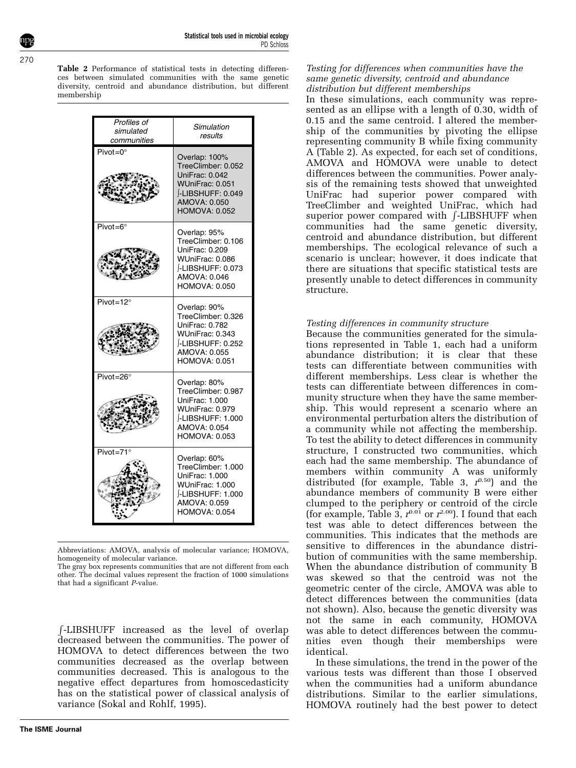**Table 2** Performance of statistical tests in detecting differences between simulated communities with the same genetic diversity, centroid and abundance distribution, but different membership

| *Profiles of simulated communities* | *Simulation results* |
| --- | --- |
| Pivot=0° | Overlap: 100%<br>TreeClimber: 0.052<br>UniFrac: 0.042<br>WUniFrac: 0.051<br>∫-LIBSHUFF: 0.049<br>AMOVA: 0.050<br>HOMOVA: 0.052 |
| Pivot=6° | Overlap: 95%<br>TreeClimber: 0.106<br>UniFrac: 0.209<br>WUniFrac: 0.086<br>∫-LIBSHUFF: 0.073<br>AMOVA: 0.046<br>HOMOVA: 0.050 |
| Pivot=12° | Overlap: 90%<br>TreeClimber: 0.326<br>UniFrac: 0.782<br>WUniFrac: 0.343<br>∫-LIBSHUFF: 0.252<br>AMOVA: 0.055<br>HOMOVA: 0.051 |
| Pivot=26° | Overlap: 80%<br>TreeClimber: 0.987<br>UniFrac: 1.000<br>WUniFrac: 0.979<br>∫-LIBSHUFF: 1.000<br>AMOVA: 0.054<br>HOMOVA: 0.053 |
| Pivot=71° | Overlap: 60%<br>TreeClimber: 1.000<br>UniFrac: 1.000<br>WUniFrac: 1.000<br>∫-LIBSHUFF: 1.000<br>AMOVA: 0.059<br>HOMOVA: 0.054 |

Abbreviations: AMOVA, analysis of molecular variance; HOMOVA, homogeneity of molecular variance.
The gray box represents communities that are not different from each other. The decimal values represent the fraction of 1000 simulations that had a significant *P*-value.

∫-LIBSHUFF increased as the level of overlap decreased between the communities. The power of HOMOVA to detect differences between the two communities decreased as the overlap between communities decreased. This is analogous to the negative effect departures from homoscedasticity has on the statistical power of classical analysis of variance (Sokal and Rohlf, 1995).

*Testing for differences when communities have the same genetic diversity, centroid and abundance distribution but different memberships*

In these simulations, each community was represented as an ellipse with a length of 0.30, width of 0.15 and the same centroid. I altered the membership of the communities by pivoting the ellipse representing community B while fixing community A (Table 2). As expected, for each set of conditions, AMOVA and HOMOVA were unable to detect differences between the communities. Power analysis of the remaining tests showed that unweighted UniFrac had superior power compared with TreeClimber and weighted UniFrac, which had superior power compared with ∫-LIBSHUFF when communities had the same genetic diversity, centroid and abundance distribution, but different memberships. The ecological relevance of such a scenario is unclear; however, it does indicate that there are situations that specific statistical tests are presently unable to detect differences in community structure.

*Testing differences in community structure*

Because the communities generated for the simulations represented in Table 1, each had a uniform abundance distribution; it is clear that these tests can differentiate between communities with different memberships. Less clear is whether the tests can differentiate between differences in community structure when they have the same membership. This would represent a scenario where an environmental perturbation alters the distribution of a community while not affecting the membership. To test the ability to detect differences in community structure, I constructed two communities, which each had the same membership. The abundance of members within community A was uniformly distributed (for example, Table 3, $r^{0.50}$) and the abundance members of community B were either clumped to the periphery or centroid of the circle (for example, Table 3, $r^{0.01}$ or $r^{2.00}$). I found that each test was able to detect differences between the communities. This indicates that the methods are sensitive to differences in the abundance distribution of communities with the same membership. When the abundance distribution of community B was skewed so that the centroid was not the geometric center of the circle, AMOVA was able to detect differences between the communities (data not shown). Also, because the genetic diversity was not the same in each community, HOMOVA was able to detect differences between the communities even though their memberships were identical.

In these simulations, the trend in the power of the various tests was different than those I observed when the communities had a uniform abundance distributions. Similar to the earlier simulations, HOMOVA routinely had the best power to detect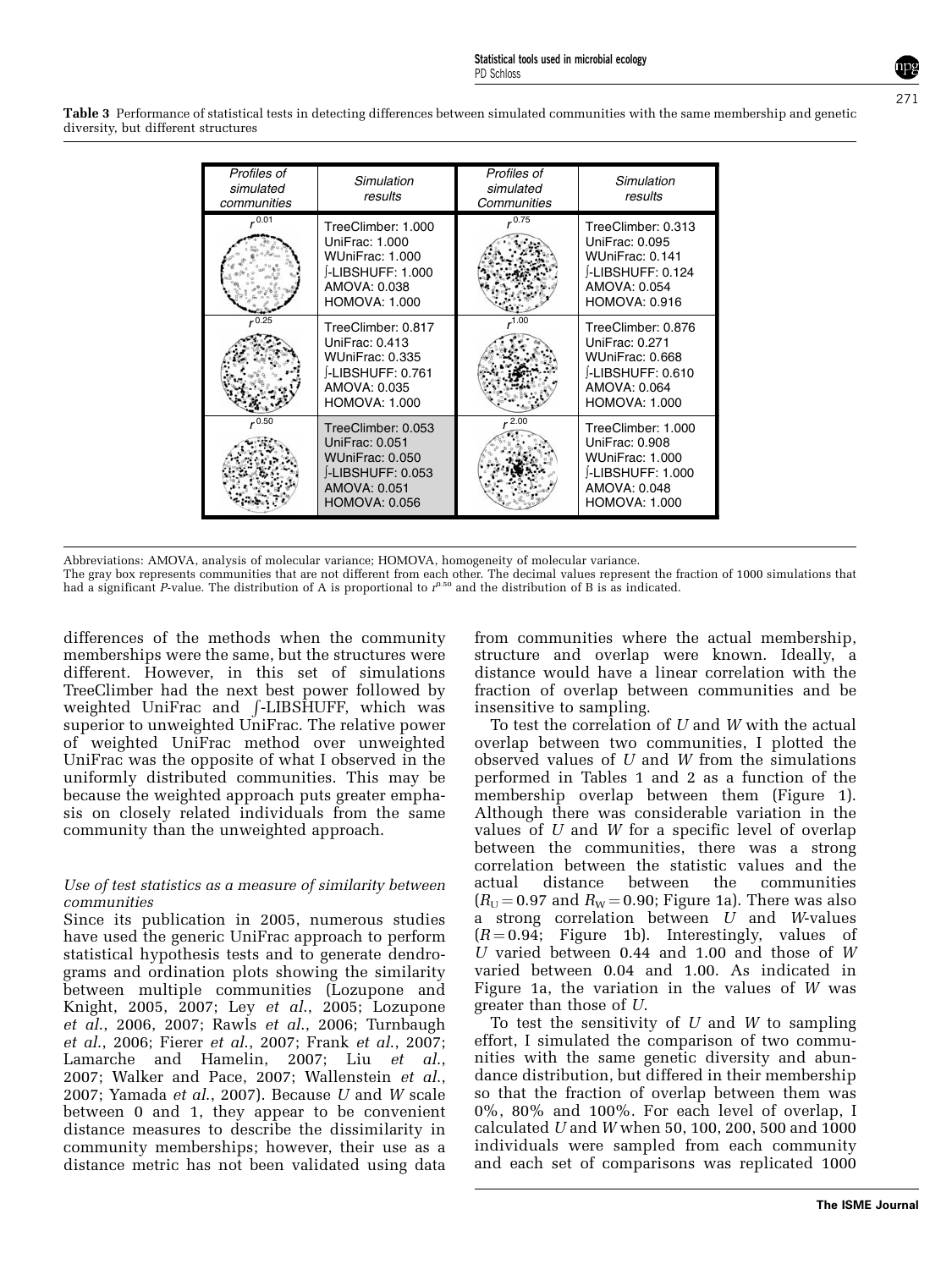**Table 3** Performance of statistical tests in detecting differences between simulated communities with the same membership and genetic diversity, but different structures

| Profiles of simulated communities | Simulation results | Profiles of simulated Communities | Simulation results |
|---|---|---|---|
| $r^{0.01}$ | TreeClimber: 1.000<br>UniFrac: 1.000<br>WUniFrac: 1.000<br>∫-LIBSHUFF: 1.000<br>AMOVA: 0.038<br>HOMOVA: 1.000 | $r^{0.75}$ | TreeClimber: 0.313<br>UniFrac: 0.095<br>WUniFrac: 0.141<br>∫-LIBSHUFF: 0.124<br>AMOVA: 0.054<br>HOMOVA: 0.916 |
| $r^{0.25}$ | TreeClimber: 0.817<br>UniFrac: 0.413<br>WUniFrac: 0.335<br>∫-LIBSHUFF: 0.761<br>AMOVA: 0.035<br>HOMOVA: 1.000 | $r^{1.00}$ | TreeClimber: 0.876<br>UniFrac: 0.271<br>WUniFrac: 0.668<br>∫-LIBSHUFF: 0.610<br>AMOVA: 0.064<br>HOMOVA: 1.000 |
| $r^{0.50}$ | TreeClimber: 0.053<br>UniFrac: 0.051<br>WUniFrac: 0.050<br>∫-LIBSHUFF: 0.053<br>AMOVA: 0.051<br>HOMOVA: 0.056 | $r^{2.00}$ | TreeClimber: 1.000<br>UniFrac: 0.908<br>WUniFrac: 1.000<br>∫-LIBSHUFF: 1.000<br>AMOVA: 0.048<br>HOMOVA: 1.000 |

Abbreviations: AMOVA, analysis of molecular variance; HOMOVA, homogeneity of molecular variance.
The gray box represents communities that are not different from each other. The decimal values represent the fraction of 1000 simulations that had a significant *P*-value. The distribution of A is proportional to $r^{0.50}$ and the distribution of B is as indicated.

differences of the methods when the community memberships were the same, but the structures were different. However, in this set of simulations TreeClimber had the next best power followed by weighted UniFrac and ∫-LIBSHUFF, which was superior to unweighted UniFrac. The relative power of weighted UniFrac method over unweighted UniFrac was the opposite of what I observed in the uniformly distributed communities. This may be because the weighted approach puts greater emphasis on closely related individuals from the same community than the unweighted approach.

### *Use of test statistics as a measure of similarity between communities*

Since its publication in 2005, numerous studies have used the generic UniFrac approach to perform statistical hypothesis tests and to generate dendrograms and ordination plots showing the similarity between multiple communities (Lozupone and Knight, 2005, 2007; Ley *et al*., 2005; Lozupone *et al*., 2006, 2007; Rawls *et al*., 2006; Turnbaugh *et al*., 2006; Fierer *et al*., 2007; Frank *et al*., 2007; Lamarche and Hamelin, 2007; Liu *et al*., 2007; Walker and Pace, 2007; Wallenstein *et al*., 2007; Yamada *et al*., 2007). Because $U$ and $W$ scale between 0 and 1, they appear to be convenient distance measures to describe the dissimilarity in community memberships; however, their use as a distance metric has not been validated using data from communities where the actual membership, structure and overlap were known. Ideally, a distance would have a linear correlation with the fraction of overlap between communities and be insensitive to sampling.

To test the correlation of $U$ and $W$ with the actual overlap between two communities, I plotted the observed values of $U$ and $W$ from the simulations performed in Tables 1 and 2 as a function of the membership overlap between them (Figure 1). Although there was considerable variation in the values of $U$ and $W$ for a specific level of overlap between the communities, there was a strong correlation between the statistic values and the actual distance between the communities ($R_U = 0.97$ and $R_W = 0.90$; Figure 1a). There was also a strong correlation between $U$ and $W$-values ($R = 0.94$; Figure 1b). Interestingly, values of $U$ varied between 0.44 and 1.00 and those of $W$ varied between 0.04 and 1.00. As indicated in Figure 1a, the variation in the values of $W$ was greater than those of $U$.

To test the sensitivity of $U$ and $W$ to sampling effort, I simulated the comparison of two communities with the same genetic diversity and abundance distribution, but differed in their membership so that the fraction of overlap between them was 0%, 80% and 100%. For each level of overlap, I calculated $U$ and $W$ when 50, 100, 200, 500 and 1000 individuals were sampled from each community and each set of comparisons was replicated 1000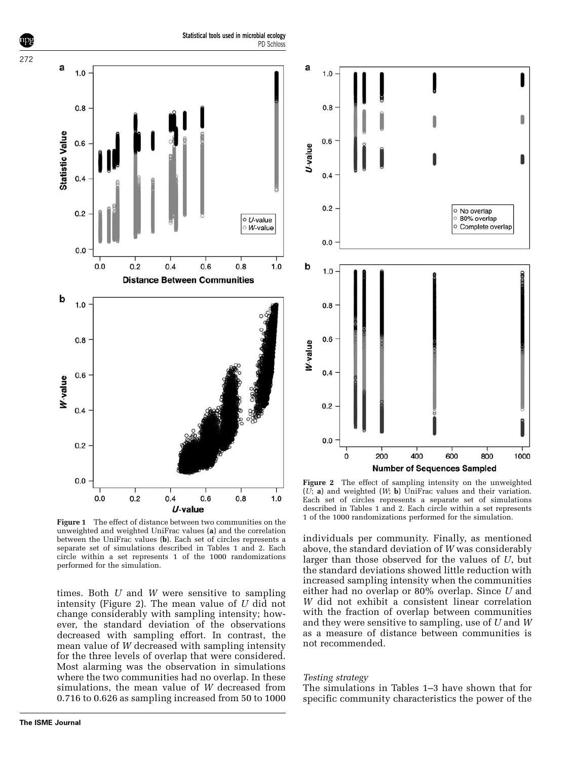**Figure 1** The effect of distance between two communities on the unweighted and weighted UniFrac values (**a**) and the correlation between the UniFrac values (**b**). Each set of circles represents a separate set of simulations described in Tables 1 and 2. Each circle within a set represents 1 of the 1000 randomizations performed for the simulation.

**Figure 2** The effect of sampling intensity on the unweighted ($U$; **a**) and weighted ($W$; **b**) UniFrac values and their variation. Each set of circles represents a separate set of simulations described in Tables 1 and 2. Each circle within a set represents 1 of the 1000 randomizations performed for the simulation.

times. Both $U$ and $W$ were sensitive to sampling intensity (Figure 2). The mean value of $U$ did not change considerably with sampling intensity; however, the standard deviation of the observations decreased with sampling effort. In contrast, the mean value of $W$ decreased with sampling intensity for the three levels of overlap that were considered. Most alarming was the observation in simulations where the two communities had no overlap. In these simulations, the mean value of $W$ decreased from 0.716 to 0.626 as sampling increased from 50 to 1000 individuals per community. Finally, as mentioned above, the standard deviation of $W$ was considerably larger than those observed for the values of $U$, but the standard deviations showed little reduction with increased sampling intensity when the communities either had no overlap or 80% overlap. Since $U$ and $W$ did not exhibit a consistent linear correlation with the fraction of overlap between communities and they were sensitive to sampling, use of $U$ and $W$ as a measure of distance between communities is not recommended.

*Testing strategy*

The simulations in Tables 1–3 have shown that for specific community characteristics the power of the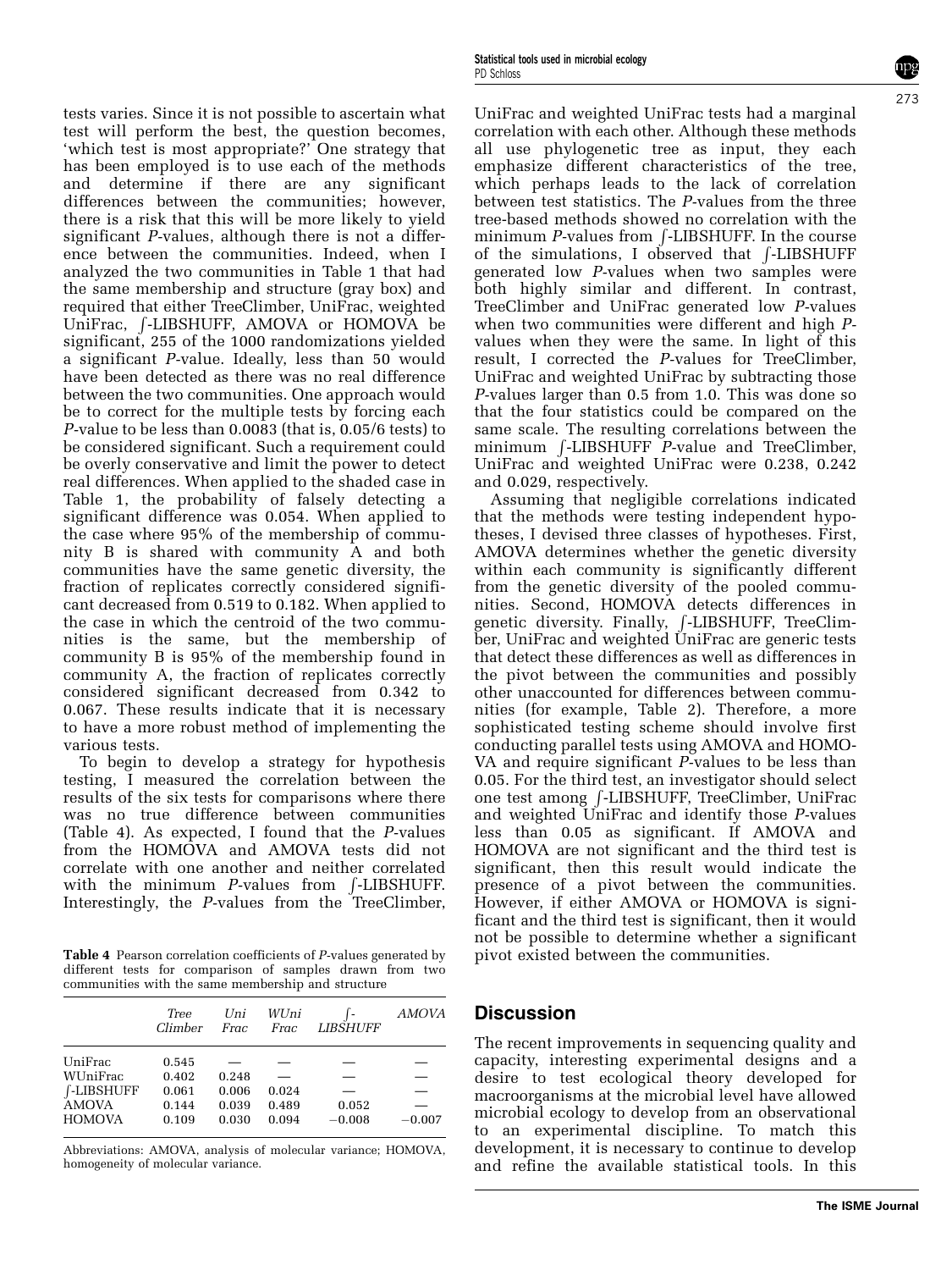tests varies. Since it is not possible to ascertain what test will perform the best, the question becomes, 'which test is most appropriate?' One strategy that has been employed is to use each of the methods and determine if there are any significant differences between the communities; however, there is a risk that this will be more likely to yield significant *P*-values, although there is not a difference between the communities. Indeed, when I analyzed the two communities in Table 1 that had the same membership and structure (gray box) and required that either TreeClimber, UniFrac, weighted UniFrac, ∫-LIBSHUFF, AMOVA or HOMOVA be significant, 255 of the 1000 randomizations yielded a significant *P*-value. Ideally, less than 50 would have been detected as there was no real difference between the two communities. One approach would be to correct for the multiple tests by forcing each *P*-value to be less than 0.0083 (that is, 0.05/6 tests) to be considered significant. Such a requirement could be overly conservative and limit the power to detect real differences. When applied to the shaded case in Table 1, the probability of falsely detecting a significant difference was 0.054. When applied to the case where 95% of the membership of community B is shared with community A and both communities have the same genetic diversity, the fraction of replicates correctly considered significant decreased from 0.519 to 0.182. When applied to the case in which the centroid of the two communities is the same, but the membership of community B is 95% of the membership found in community A, the fraction of replicates correctly considered significant decreased from 0.342 to 0.067. These results indicate that it is necessary to have a more robust method of implementing the various tests.

To begin to develop a strategy for hypothesis testing, I measured the correlation between the results of the six tests for comparisons where there was no true difference between communities (Table 4). As expected, I found that the *P*-values from the HOMOVA and AMOVA tests did not correlate with one another and neither correlated with the minimum *P*-values from ∫-LIBSHUFF. Interestingly, the *P*-values from the TreeClimber, UniFrac and weighted UniFrac tests had a marginal correlation with each other. Although these methods all use phylogenetic tree as input, they each emphasize different characteristics of the tree, which perhaps leads to the lack of correlation between test statistics. The *P*-values from the three tree-based methods showed no correlation with the minimum *P*-values from ∫-LIBSHUFF. In the course of the simulations, I observed that ∫-LIBSHUFF generated low *P*-values when two samples were both highly similar and different. In contrast, TreeClimber and UniFrac generated low *P*-values when two communities were different and high *P*-values when they were the same. In light of this result, I corrected the *P*-values for TreeClimber, UniFrac and weighted UniFrac by subtracting those *P*-values larger than 0.5 from 1.0. This was done so that the four statistics could be compared on the same scale. The resulting correlations between the minimum ∫-LIBSHUFF *P*-value and TreeClimber, UniFrac and weighted UniFrac were 0.238, 0.242 and 0.029, respectively.

**Table 4** Pearson correlation coefficients of *P*-values generated by different tests for comparison of samples drawn from two communities with the same membership and structure

| | *Tree Climber* | *Uni Frac* | *WUni Frac* | *∫-LIBSHUFF* | *AMOVA* |
|---|---|---|---|---|---|
| UniFrac | 0.545 | — | — | — | — |
| WUniFrac | 0.402 | 0.248 | — | — | — |
| ∫-LIBSHUFF | 0.061 | 0.006 | 0.024 | — | — |
| AMOVA | 0.144 | 0.039 | 0.489 | 0.052 | — |
| HOMOVA | 0.109 | 0.030 | 0.094 | −0.008 | −0.007 |

Abbreviations: AMOVA, analysis of molecular variance; HOMOVA, homogeneity of molecular variance.

Assuming that negligible correlations indicated that the methods were testing independent hypotheses, I devised three classes of hypotheses. First, AMOVA determines whether the genetic diversity within each community is significantly different from the genetic diversity of the pooled communities. Second, HOMOVA detects differences in genetic diversity. Finally, ∫-LIBSHUFF, TreeClimber, UniFrac and weighted UniFrac are generic tests that detect these differences as well as differences in the pivot between the communities and possibly other unaccounted for differences between communities (for example, Table 2). Therefore, a more sophisticated testing scheme should involve first conducting parallel tests using AMOVA and HOMOVA and require significant *P*-values to be less than 0.05. For the third test, an investigator should select one test among ∫-LIBSHUFF, TreeClimber, UniFrac and weighted UniFrac and identify those *P*-values less than 0.05 as significant. If AMOVA and HOMOVA are not significant and the third test is significant, then this result would indicate the presence of a pivot between the communities. However, if either AMOVA or HOMOVA is significant and the third test is significant, then it would not be possible to determine whether a significant pivot existed between the communities.

## Discussion

The recent improvements in sequencing quality and capacity, interesting experimental designs and a desire to test ecological theory developed for macroorganisms at the microbial level have allowed microbial ecology to develop from an observational to an experimental discipline. To match this development, it is necessary to continue to develop and refine the available statistical tools. In this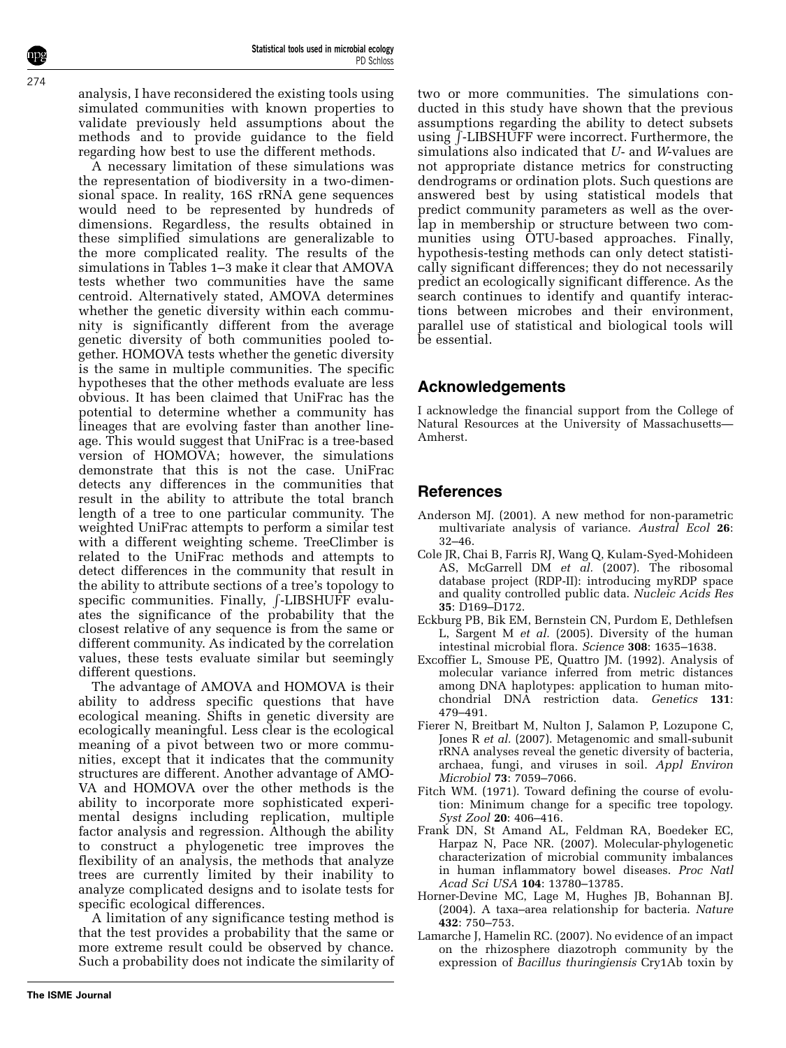analysis, I have reconsidered the existing tools using simulated communities with known properties to validate previously held assumptions about the methods and to provide guidance to the field regarding how best to use the different methods.

A necessary limitation of these simulations was the representation of biodiversity in a two-dimensional space. In reality, 16S rRNA gene sequences would need to be represented by hundreds of dimensions. Regardless, the results obtained in these simplified simulations are generalizable to the more complicated reality. The results of the simulations in Tables 1–3 make it clear that AMOVA tests whether two communities have the same centroid. Alternatively stated, AMOVA determines whether the genetic diversity within each community is significantly different from the average genetic diversity of both communities pooled together. HOMOVA tests whether the genetic diversity is the same in multiple communities. The specific hypotheses that the other methods evaluate are less obvious. It has been claimed that UniFrac has the potential to determine whether a community has lineages that are evolving faster than another lineage. This would suggest that UniFrac is a tree-based version of HOMOVA; however, the simulations demonstrate that this is not the case. UniFrac detects any differences in the communities that result in the ability to attribute the total branch length of a tree to one particular community. The weighted UniFrac attempts to perform a similar test with a different weighting scheme. TreeClimber is related to the UniFrac methods and attempts to detect differences in the community that result in the ability to attribute sections of a tree's topology to specific communities. Finally, ∫-LIBSHUFF evaluates the significance of the probability that the closest relative of any sequence is from the same or different community. As indicated by the correlation values, these tests evaluate similar but seemingly different questions.

The advantage of AMOVA and HOMOVA is their ability to address specific questions that have ecological meaning. Shifts in genetic diversity are ecologically meaningful. Less clear is the ecological meaning of a pivot between two or more communities, except that it indicates that the community structures are different. Another advantage of AMOVA and HOMOVA over the other methods is the ability to incorporate more sophisticated experimental designs including replication, multiple factor analysis and regression. Although the ability to construct a phylogenetic tree improves the flexibility of an analysis, the methods that analyze trees are currently limited by their inability to analyze complicated designs and to isolate tests for specific ecological differences.

A limitation of any significance testing method is that the test provides a probability that the same or more extreme result could be observed by chance. Such a probability does not indicate the similarity of two or more communities. The simulations conducted in this study have shown that the previous assumptions regarding the ability to detect subsets using ∫-LIBSHUFF were incorrect. Furthermore, the simulations also indicated that *U*- and *W*-values are not appropriate distance metrics for constructing dendrograms or ordination plots. Such questions are answered best by using statistical models that predict community parameters as well as the overlap in membership or structure between two communities using OTU-based approaches. Finally, hypothesis-testing methods can only detect statistically significant differences; they do not necessarily predict an ecologically significant difference. As the search continues to identify and quantify interactions between microbes and their environment, parallel use of statistical and biological tools will be essential.

## Acknowledgements

I acknowledge the financial support from the College of Natural Resources at the University of Massachusetts—Amherst.

## References

Anderson MJ. (2001). A new method for non-parametric multivariate analysis of variance. *Austral Ecol* **26**: 32–46.

Cole JR, Chai B, Farris RJ, Wang Q, Kulam-Syed-Mohideen AS, McGarrell DM *et al.* (2007). The ribosomal database project (RDP-II): introducing myRDP space and quality controlled public data. *Nucleic Acids Res* **35**: D169–D172.

Eckburg PB, Bik EM, Bernstein CN, Purdom E, Dethlefsen L, Sargent M *et al.* (2005). Diversity of the human intestinal microbial flora. *Science* **308**: 1635–1638.

Excoffier L, Smouse PE, Quattro JM. (1992). Analysis of molecular variance inferred from metric distances among DNA haplotypes: application to human mitochondrial DNA restriction data. *Genetics* **131**: 479–491.

Fierer N, Breitbart M, Nulton J, Salamon P, Lozupone C, Jones R *et al.* (2007). Metagenomic and small-subunit rRNA analyses reveal the genetic diversity of bacteria, archaea, fungi, and viruses in soil. *Appl Environ Microbiol* **73**: 7059–7066.

Fitch WM. (1971). Toward defining the course of evolution: Minimum change for a specific tree topology. *Syst Zool* **20**: 406–416.

Frank DN, St Amand AL, Feldman RA, Boedeker EC, Harpaz N, Pace NR. (2007). Molecular-phylogenetic characterization of microbial community imbalances in human inflammatory bowel diseases. *Proc Natl Acad Sci USA* **104**: 13780–13785.

Horner-Devine MC, Lage M, Hughes JB, Bohannan BJ. (2004). A taxa–area relationship for bacteria. *Nature* **432**: 750–753.

Lamarche J, Hamelin RC. (2007). No evidence of an impact on the rhizosphere diazotroph community by the expression of *Bacillus thuringiensis* Cry1Ab toxin by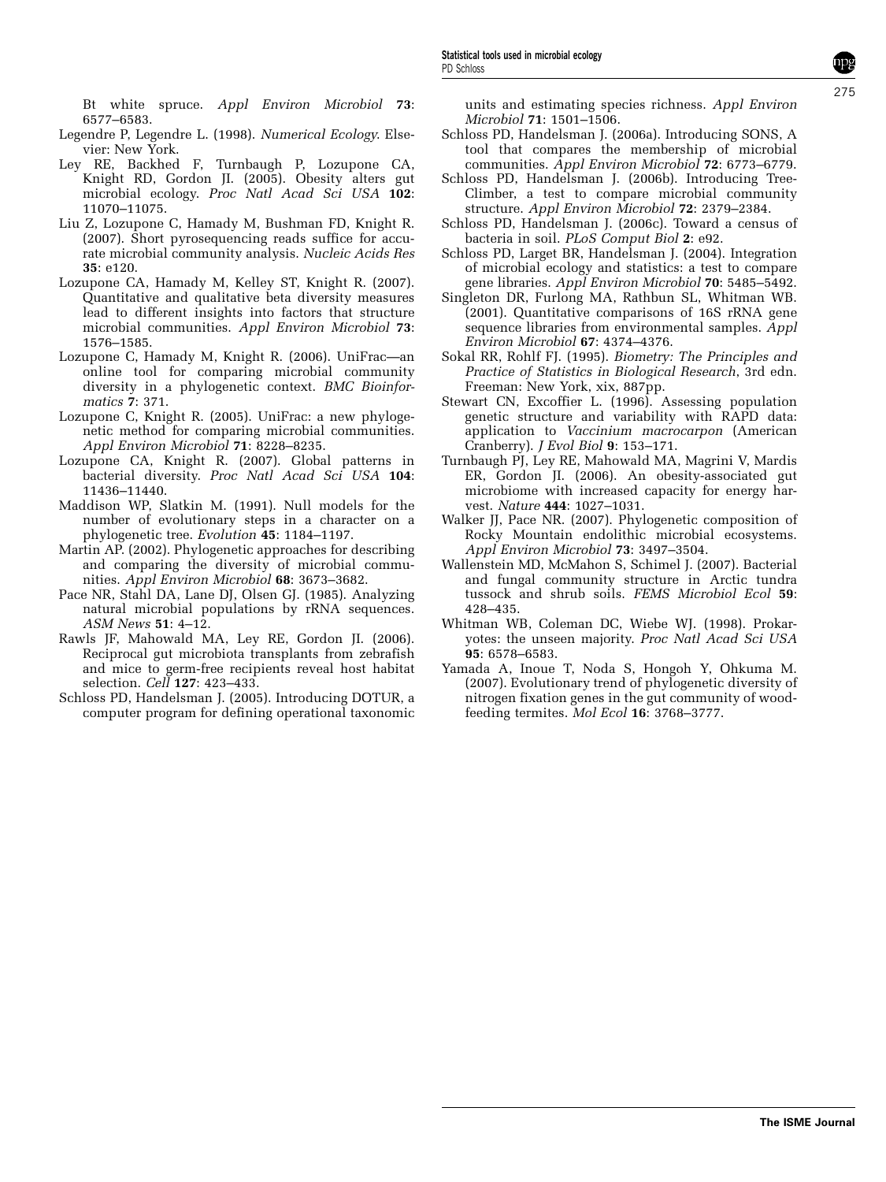Bt white spruce. *Appl Environ Microbiol* **73**: 6577–6583.

Legendre P, Legendre L. (1998). *Numerical Ecology*. Elsevier: New York.

Ley RE, Backhed F, Turnbaugh P, Lozupone CA, Knight RD, Gordon JI. (2005). Obesity alters gut microbial ecology. *Proc Natl Acad Sci USA* **102**: 11070–11075.

Liu Z, Lozupone C, Hamady M, Bushman FD, Knight R. (2007). Short pyrosequencing reads suffice for accurate microbial community analysis. *Nucleic Acids Res* **35**: e120.

Lozupone CA, Hamady M, Kelley ST, Knight R. (2007). Quantitative and qualitative beta diversity measures lead to different insights into factors that structure microbial communities. *Appl Environ Microbiol* **73**: 1576–1585.

Lozupone C, Hamady M, Knight R. (2006). UniFrac—an online tool for comparing microbial community diversity in a phylogenetic context. *BMC Bioinformatics* **7**: 371.

Lozupone C, Knight R. (2005). UniFrac: a new phylogenetic method for comparing microbial communities. *Appl Environ Microbiol* **71**: 8228–8235.

Lozupone CA, Knight R. (2007). Global patterns in bacterial diversity. *Proc Natl Acad Sci USA* **104**: 11436–11440.

Maddison WP, Slatkin M. (1991). Null models for the number of evolutionary steps in a character on a phylogenetic tree. *Evolution* **45**: 1184–1197.

Martin AP. (2002). Phylogenetic approaches for describing and comparing the diversity of microbial communities. *Appl Environ Microbiol* **68**: 3673–3682.

Pace NR, Stahl DA, Lane DJ, Olsen GJ. (1985). Analyzing natural microbial populations by rRNA sequences. *ASM News* **51**: 4–12.

Rawls JF, Mahowald MA, Ley RE, Gordon JI. (2006). Reciprocal gut microbiota transplants from zebrafish and mice to germ-free recipients reveal host habitat selection. *Cell* **127**: 423–433.

Schloss PD, Handelsman J. (2005). Introducing DOTUR, a computer program for defining operational taxonomic units and estimating species richness. *Appl Environ Microbiol* **71**: 1501–1506.

Schloss PD, Handelsman J. (2006a). Introducing SONS, A tool that compares the membership of microbial communities. *Appl Environ Microbiol* **72**: 6773–6779.

Schloss PD, Handelsman J. (2006b). Introducing TreeClimber, a test to compare microbial community structure. *Appl Environ Microbiol* **72**: 2379–2384.

Schloss PD, Handelsman J. (2006c). Toward a census of bacteria in soil. *PLoS Comput Biol* **2**: e92.

Schloss PD, Larget BR, Handelsman J. (2004). Integration of microbial ecology and statistics: a test to compare gene libraries. *Appl Environ Microbiol* **70**: 5485–5492.

Singleton DR, Furlong MA, Rathbun SL, Whitman WB. (2001). Quantitative comparisons of 16S rRNA gene sequence libraries from environmental samples. *Appl Environ Microbiol* **67**: 4374–4376.

Sokal RR, Rohlf FJ. (1995). *Biometry: The Principles and Practice of Statistics in Biological Research*, 3rd edn. Freeman: New York, xix, 887pp.

Stewart CN, Excoffier L. (1996). Assessing population genetic structure and variability with RAPD data: application to *Vaccinium macrocarpon* (American Cranberry). *J Evol Biol* **9**: 153–171.

Turnbaugh PJ, Ley RE, Mahowald MA, Magrini V, Mardis ER, Gordon JI. (2006). An obesity-associated gut microbiome with increased capacity for energy harvest. *Nature* **444**: 1027–1031.

Walker JJ, Pace NR. (2007). Phylogenetic composition of Rocky Mountain endolithic microbial ecosystems. *Appl Environ Microbiol* **73**: 3497–3504.

Wallenstein MD, McMahon S, Schimel J. (2007). Bacterial and fungal community structure in Arctic tundra tussock and shrub soils. *FEMS Microbiol Ecol* **59**: 428–435.

Whitman WB, Coleman DC, Wiebe WJ. (1998). Prokaryotes: the unseen majority. *Proc Natl Acad Sci USA* **95**: 6578–6583.

Yamada A, Inoue T, Noda S, Hongoh Y, Ohkuma M. (2007). Evolutionary trend of phylogenetic diversity of nitrogen fixation genes in the gut community of wood-feeding termites. *Mol Ecol* **16**: 3768–3777.